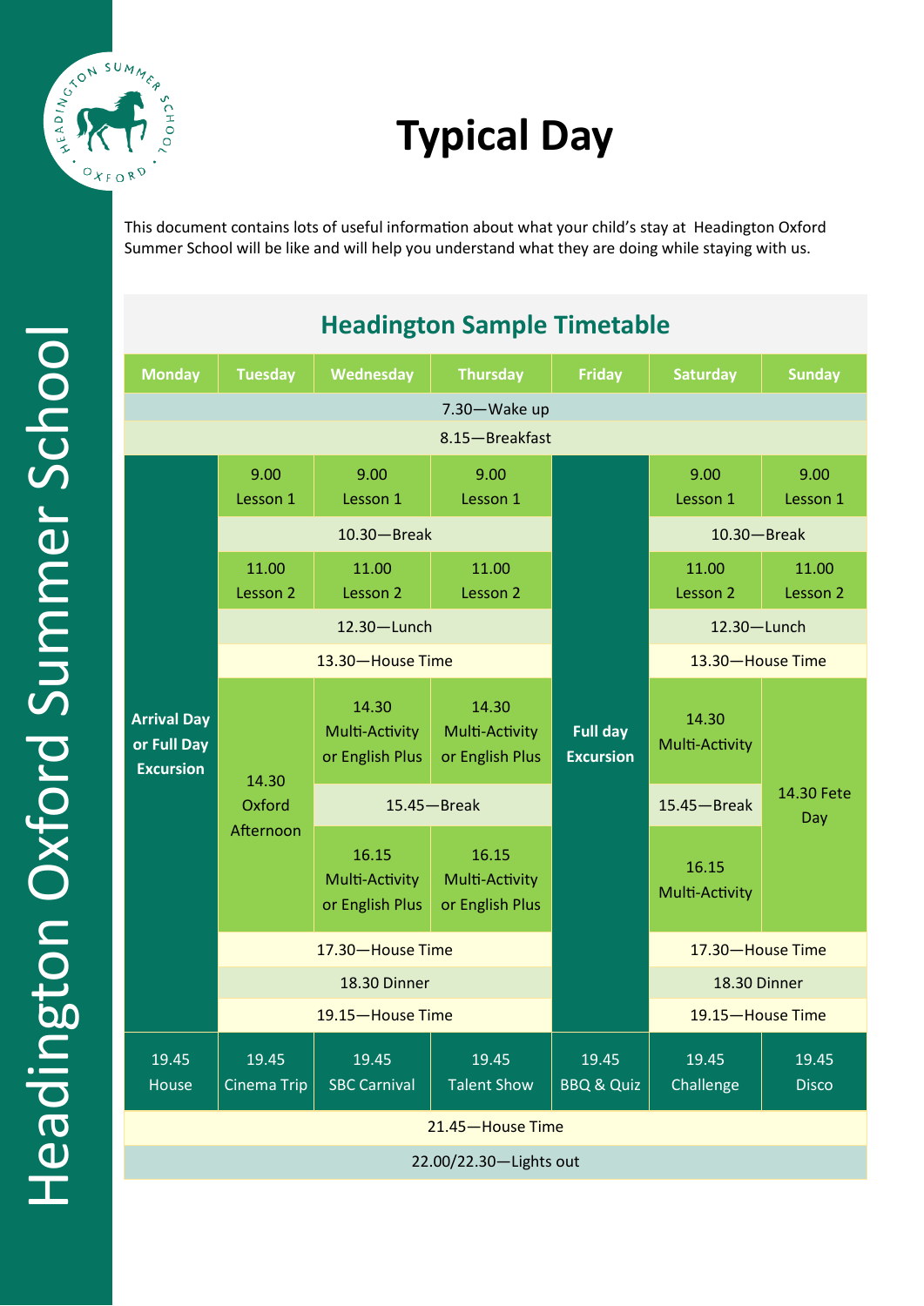# Typical Day

This document contains lots of useful information about what your child's stay at Headington Oxford Summer School will be like and will help you understand what they are doing while staying with us.

## Headington Sample Timetable

| Monday | Tuesday | Wednesday | Thursday | Friday | Saturday | Sunday |
|---|---|---|---|---|---|---|
| 7.30—Wake up | | | | | | |
| 8.15—Breakfast | | | | | | |
| **Arrival Day or Full Day Excursion** | 9.00 Lesson 1 | 9.00 Lesson 1 | 9.00 Lesson 1 | **Full day Excursion** | 9.00 Lesson 1 | 9.00 Lesson 1 |
| | 10.30—Break | | | | 10.30—Break | |
| | 11.00 Lesson 2 | 11.00 Lesson 2 | 11.00 Lesson 2 | | 11.00 Lesson 2 | 11.00 Lesson 2 |
| | 12.30—Lunch | | | | 12.30—Lunch | |
| | 13.30—House Time | | | | 13.30—House Time | |
| | 14.30 Oxford Afternoon | 14.30 Multi-Activity or English Plus | 14.30 Multi-Activity or English Plus | | 14.30 Multi-Activity | 14.30 Fete Day |
| | | 15.45—Break | | | 15.45—Break | |
| | | 16.15 Multi-Activity or English Plus | 16.15 Multi-Activity or English Plus | | 16.15 Multi-Activity | |
| | 17.30—House Time | | | | 17.30—House Time | |
| | 18.30 Dinner | | | | 18.30 Dinner | |
| | 19.15—House Time | | | | 19.15—House Time | |
| 19.45 House | 19.45 Cinema Trip | 19.45 SBC Carnival | 19.45 Talent Show | 19.45 BBQ & Quiz | 19.45 Challenge | 19.45 Disco |
| 21.45—House Time | | | | | | |
| 22.00/22.30—Lights out | | | | | | |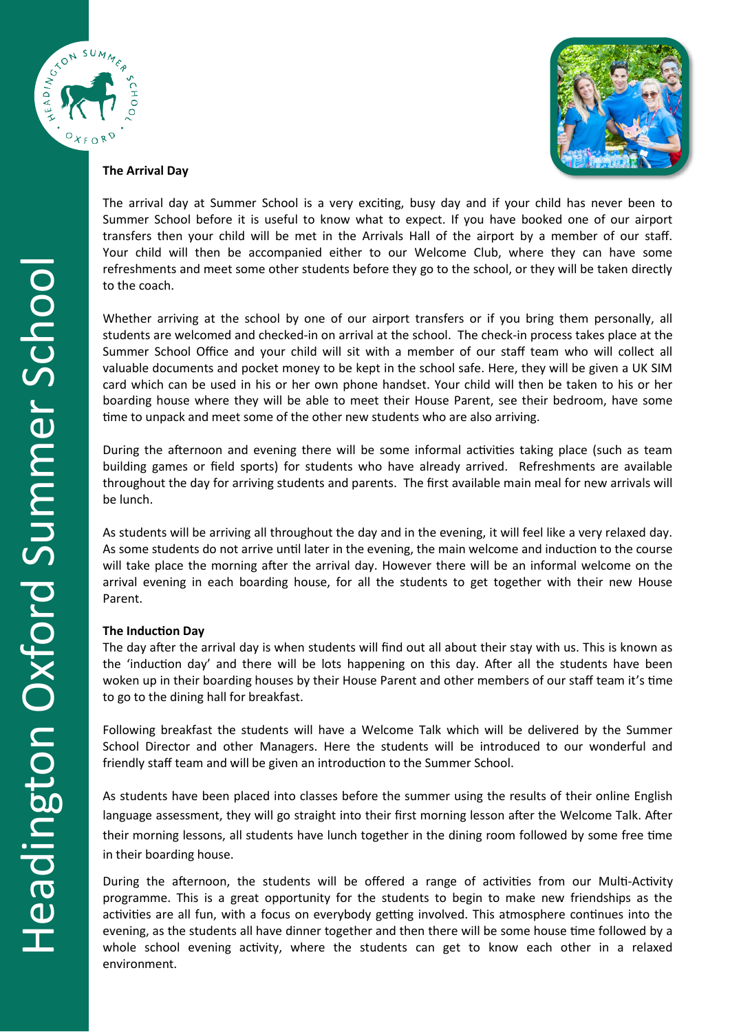## The Arrival Day

The arrival day at Summer School is a very exciting, busy day and if your child has never been to Summer School before it is useful to know what to expect. If you have booked one of our airport transfers then your child will be met in the Arrivals Hall of the airport by a member of our staff. Your child will then be accompanied either to our Welcome Club, where they can have some refreshments and meet some other students before they go to the school, or they will be taken directly to the coach.

Whether arriving at the school by one of our airport transfers or if you bring them personally, all students are welcomed and checked-in on arrival at the school. The check-in process takes place at the Summer School Office and your child will sit with a member of our staff team who will collect all valuable documents and pocket money to be kept in the school safe. Here, they will be given a UK SIM card which can be used in his or her own phone handset. Your child will then be taken to his or her boarding house where they will be able to meet their House Parent, see their bedroom, have some time to unpack and meet some of the other new students who are also arriving.

During the afternoon and evening there will be some informal activities taking place (such as team building games or field sports) for students who have already arrived. Refreshments are available throughout the day for arriving students and parents. The first available main meal for new arrivals will be lunch.

As students will be arriving all throughout the day and in the evening, it will feel like a very relaxed day. As some students do not arrive until later in the evening, the main welcome and induction to the course will take place the morning after the arrival day. However there will be an informal welcome on the arrival evening in each boarding house, for all the students to get together with their new House Parent.

## The Induction Day

The day after the arrival day is when students will find out all about their stay with us. This is known as the 'induction day' and there will be lots happening on this day. After all the students have been woken up in their boarding houses by their House Parent and other members of our staff team it's time to go to the dining hall for breakfast.

Following breakfast the students will have a Welcome Talk which will be delivered by the Summer School Director and other Managers. Here the students will be introduced to our wonderful and friendly staff team and will be given an introduction to the Summer School.

As students have been placed into classes before the summer using the results of their online English language assessment, they will go straight into their first morning lesson after the Welcome Talk. After their morning lessons, all students have lunch together in the dining room followed by some free time in their boarding house.

During the afternoon, the students will be offered a range of activities from our Multi-Activity programme. This is a great opportunity for the students to begin to make new friendships as the activities are all fun, with a focus on everybody getting involved. This atmosphere continues into the evening, as the students all have dinner together and then there will be some house time followed by a whole school evening activity, where the students can get to know each other in a relaxed environment.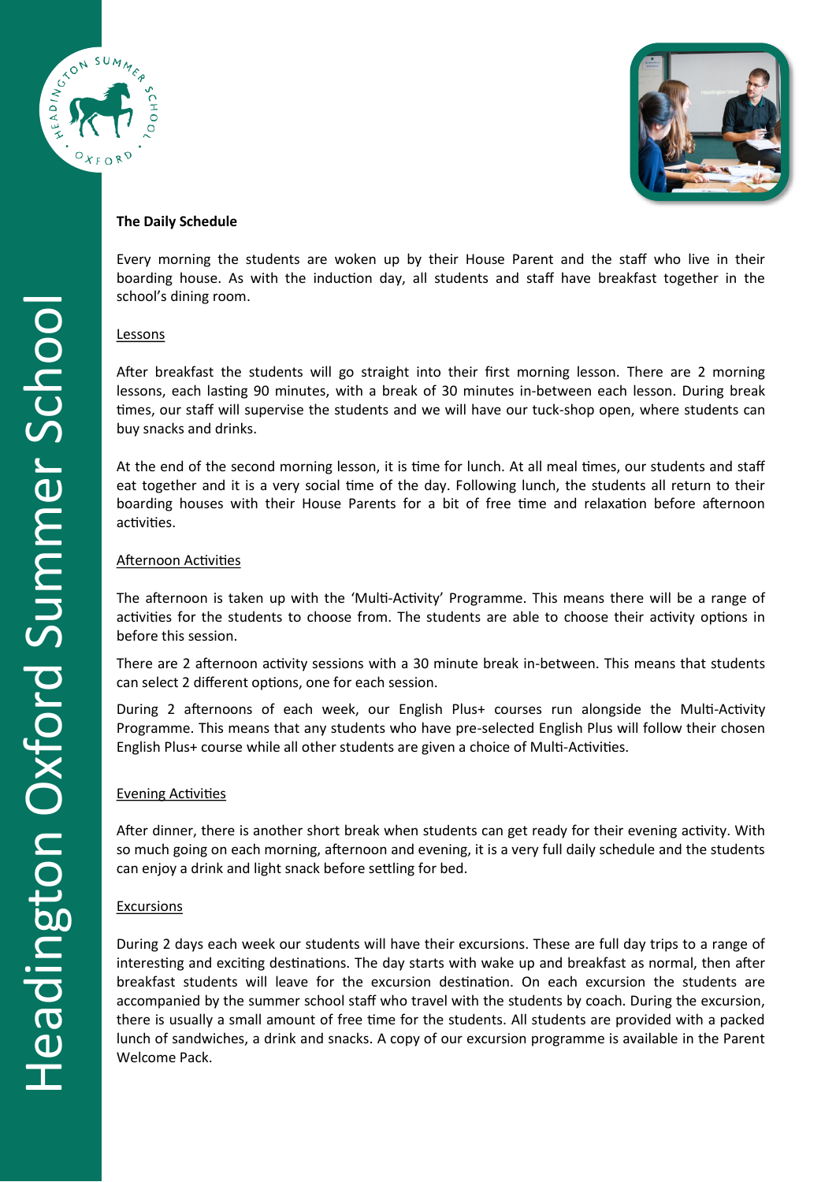**The Daily Schedule**

Every morning the students are woken up by their House Parent and the staff who live in their boarding house. As with the induction day, all students and staff have breakfast together in the school's dining room.

Lessons

After breakfast the students will go straight into their first morning lesson. There are 2 morning lessons, each lasting 90 minutes, with a break of 30 minutes in-between each lesson. During break times, our staff will supervise the students and we will have our tuck-shop open, where students can buy snacks and drinks.

At the end of the second morning lesson, it is time for lunch. At all meal times, our students and staff eat together and it is a very social time of the day. Following lunch, the students all return to their boarding houses with their House Parents for a bit of free time and relaxation before afternoon activities.

Afternoon Activities

The afternoon is taken up with the 'Multi-Activity' Programme. This means there will be a range of activities for the students to choose from. The students are able to choose their activity options in before this session.

There are 2 afternoon activity sessions with a 30 minute break in-between. This means that students can select 2 different options, one for each session.

During 2 afternoons of each week, our English Plus+ courses run alongside the Multi-Activity Programme. This means that any students who have pre-selected English Plus will follow their chosen English Plus+ course while all other students are given a choice of Multi-Activities.

Evening Activities

After dinner, there is another short break when students can get ready for their evening activity. With so much going on each morning, afternoon and evening, it is a very full daily schedule and the students can enjoy a drink and light snack before settling for bed.

Excursions

During 2 days each week our students will have their excursions. These are full day trips to a range of interesting and exciting destinations. The day starts with wake up and breakfast as normal, then after breakfast students will leave for the excursion destination. On each excursion the students are accompanied by the summer school staff who travel with the students by coach. During the excursion, there is usually a small amount of free time for the students. All students are provided with a packed lunch of sandwiches, a drink and snacks. A copy of our excursion programme is available in the Parent Welcome Pack.